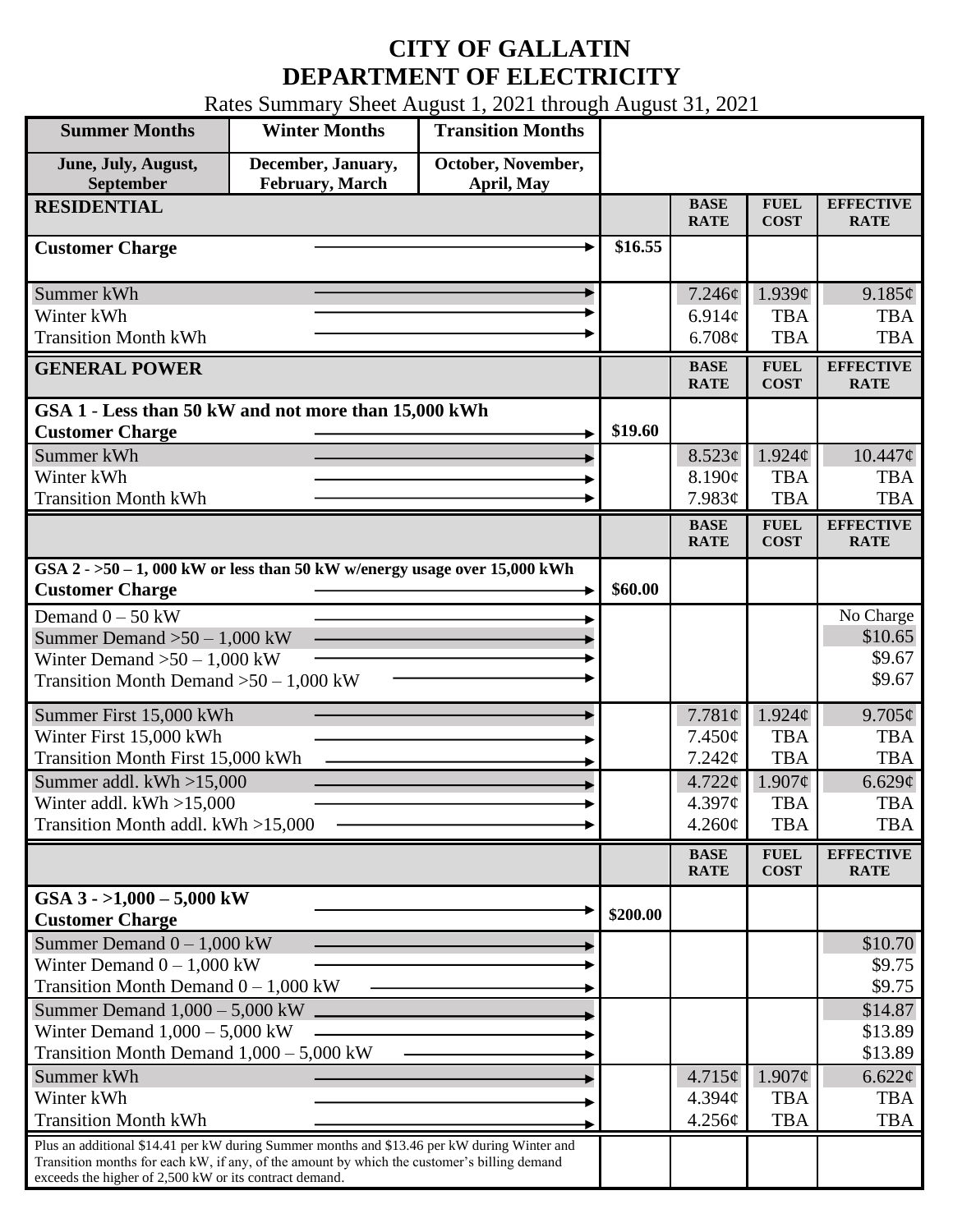# CITY OF GALLATIN
# DEPARTMENT OF ELECTRICITY

Rates Summary Sheet August 1, 2021 through August 31, 2021

| Summer Months | Winter Months | Transition Months |
|---|---|---|
| June, July, August, September | December, January, February, March | October, November, April, May |

| RESIDENTIAL | | BASE RATE | FUEL COST | EFFECTIVE RATE |
|---|---|---|---|---|
| Customer Charge | \$16.55 | | | |
| Summer kWh | | 7.246¢ | 1.939¢ | 9.185¢ |
| Winter kWh | | 6.914¢ | TBA | TBA |
| Transition Month kWh | | 6.708¢ | TBA | TBA |

| GENERAL POWER | | BASE RATE | FUEL COST | EFFECTIVE RATE |
|---|---|---|---|---|
| **GSA 1 - Less than 50 kW and not more than 15,000 kWh** | | | | |
| Customer Charge | \$19.60 | | | |
| Summer kWh | | 8.523¢ | 1.924¢ | 10.447¢ |
| Winter kWh | | 8.190¢ | TBA | TBA |
| Transition Month kWh | | 7.983¢ | TBA | TBA |

| | | BASE RATE | FUEL COST | EFFECTIVE RATE |
|---|---|---|---|---|
| **GSA 2 - >50 – 1, 000 kW or less than 50 kW w/energy usage over 15,000 kWh** | | | | |
| Customer Charge | \$60.00 | | | |
| Demand 0 – 50 kW | | | | No Charge |
| Summer Demand >50 – 1,000 kW | | | | \$10.65 |
| Winter Demand >50 – 1,000 kW | | | | \$9.67 |
| Transition Month Demand >50 – 1,000 kW | | | | \$9.67 |
| Summer First 15,000 kWh | | 7.781¢ | 1.924¢ | 9.705¢ |
| Winter First 15,000 kWh | | 7.450¢ | TBA | TBA |
| Transition Month First 15,000 kWh | | 7.242¢ | TBA | TBA |
| Summer addl. kWh >15,000 | | 4.722¢ | 1.907¢ | 6.629¢ |
| Winter addl. kWh >15,000 | | 4.397¢ | TBA | TBA |
| Transition Month addl. kWh >15,000 | | 4.260¢ | TBA | TBA |

| | | BASE RATE | FUEL COST | EFFECTIVE RATE |
|---|---|---|---|---|
| **GSA 3 - >1,000 – 5,000 kW** | | | | |
| Customer Charge | \$200.00 | | | |
| Summer Demand 0 – 1,000 kW | | | | \$10.70 |
| Winter Demand 0 – 1,000 kW | | | | \$9.75 |
| Transition Month Demand 0 – 1,000 kW | | | | \$9.75 |
| Summer Demand 1,000 – 5,000 kW | | | | \$14.87 |
| Winter Demand 1,000 – 5,000 kW | | | | \$13.89 |
| Transition Month Demand 1,000 – 5,000 kW | | | | \$13.89 |
| Summer kWh | | 4.715¢ | 1.907¢ | 6.622¢ |
| Winter kWh | | 4.394¢ | TBA | TBA |
| Transition Month kWh | | 4.256¢ | TBA | TBA |
| Plus an additional \$14.41 per kW during Summer months and \$13.46 per kW during Winter and Transition months for each kW, if any, of the amount by which the customer's billing demand exceeds the higher of 2,500 kW or its contract demand. | | | | |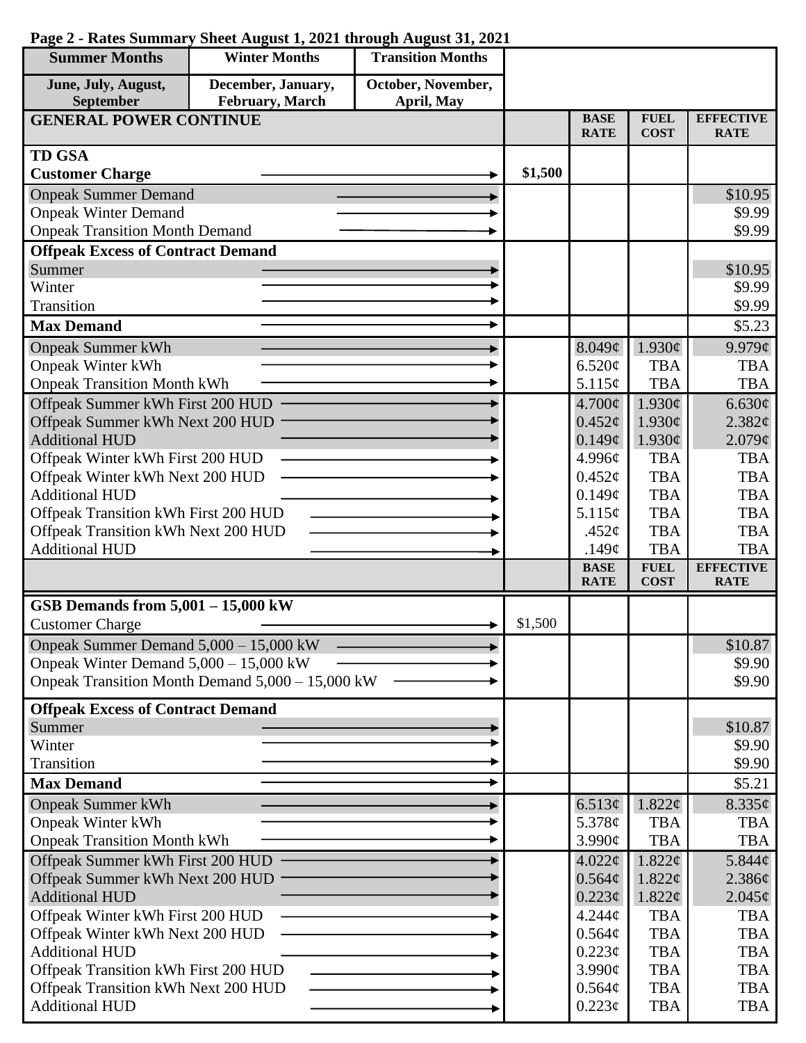**Page 2 - Rates Summary Sheet August 1, 2021 through August 31, 2021**

| Summer Months | Winter Months | Transition Months |
|---|---|---|
| June, July, August, September | December, January, February, March | October, November, April, May |

| GENERAL POWER CONTINUE | | BASE RATE | FUEL COST | EFFECTIVE RATE |
|---|---|---|---|---|
| **TD GSA** | | | | |
| **Customer Charge** | $1,500 | | | |
| Onpeak Summer Demand | | | | $10.95 |
| Onpeak Winter Demand | | | | $9.99 |
| Onpeak Transition Month Demand | | | | $9.99 |
| **Offpeak Excess of Contract Demand** | | | | |
| Summer | | | | $10.95 |
| Winter | | | | $9.99 |
| Transition | | | | $9.99 |
| **Max Demand** | | | | $5.23 |
| Onpeak Summer kWh | | 8.049¢ | 1.930¢ | 9.979¢ |
| Onpeak Winter kWh | | 6.520¢ | TBA | TBA |
| Onpeak Transition Month kWh | | 5.115¢ | TBA | TBA |
| Offpeak Summer kWh First 200 HUD | | 4.700¢ | 1.930¢ | 6.630¢ |
| Offpeak Summer kWh Next 200 HUD | | 0.452¢ | 1.930¢ | 2.382¢ |
| Additional HUD | | 0.149¢ | 1.930¢ | 2.079¢ |
| Offpeak Winter kWh First 200 HUD | | 4.996¢ | TBA | TBA |
| Offpeak Winter kWh Next 200 HUD | | 0.452¢ | TBA | TBA |
| Additional HUD | | 0.149¢ | TBA | TBA |
| Offpeak Transition kWh First 200 HUD | | 5.115¢ | TBA | TBA |
| Offpeak Transition kWh Next 200 HUD | | .452¢ | TBA | TBA |
| Additional HUD | | .149¢ | TBA | TBA |

| | | BASE RATE | FUEL COST | EFFECTIVE RATE |
|---|---|---|---|---|
| **GSB Demands from 5,001 – 15,000 kW** | | | | |
| Customer Charge | $1,500 | | | |
| Onpeak Summer Demand 5,000 – 15,000 kW | | | | $10.87 |
| Onpeak Winter Demand 5,000 – 15,000 kW | | | | $9.90 |
| Onpeak Transition Month Demand 5,000 – 15,000 kW | | | | $9.90 |
| **Offpeak Excess of Contract Demand** | | | | |
| Summer | | | | $10.87 |
| Winter | | | | $9.90 |
| Transition | | | | $9.90 |
| **Max Demand** | | | | $5.21 |
| Onpeak Summer kWh | | 6.513¢ | 1.822¢ | 8.335¢ |
| Onpeak Winter kWh | | 5.378¢ | TBA | TBA |
| Onpeak Transition Month kWh | | 3.990¢ | TBA | TBA |
| Offpeak Summer kWh First 200 HUD | | 4.022¢ | 1.822¢ | 5.844¢ |
| Offpeak Summer kWh Next 200 HUD | | 0.564¢ | 1.822¢ | 2.386¢ |
| Additional HUD | | 0.223¢ | 1.822¢ | 2.045¢ |
| Offpeak Winter kWh First 200 HUD | | 4.244¢ | TBA | TBA |
| Offpeak Winter kWh Next 200 HUD | | 0.564¢ | TBA | TBA |
| Additional HUD | | 0.223¢ | TBA | TBA |
| Offpeak Transition kWh First 200 HUD | | 3.990¢ | TBA | TBA |
| Offpeak Transition kWh Next 200 HUD | | 0.564¢ | TBA | TBA |
| Additional HUD | | 0.223¢ | TBA | TBA |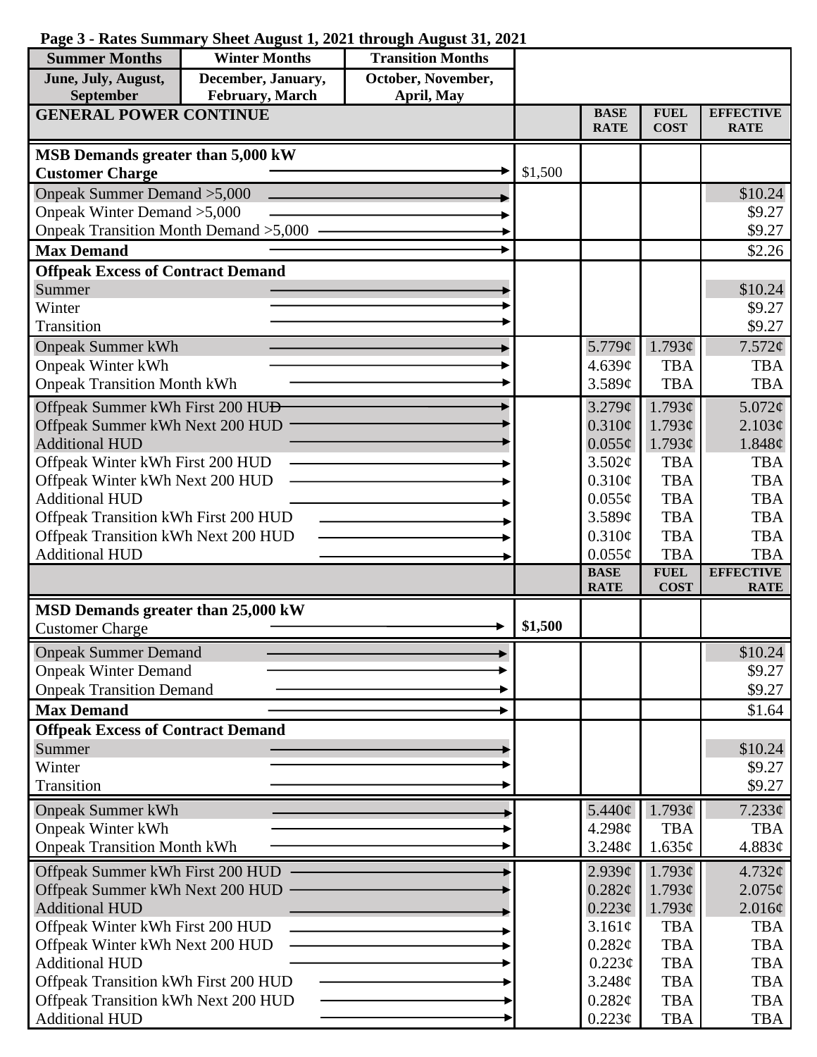**Page 3 - Rates Summary Sheet August 1, 2021 through August 31, 2021**

| Summer Months | Winter Months | Transition Months |
|---|---|---|
| June, July, August, September | December, January, February, March | October, November, April, May |

| GENERAL POWER CONTINUE | | BASE RATE | FUEL COST | EFFECTIVE RATE |
|---|---|---|---|---|
| **MSB Demands greater than 5,000 kW** | | | | |
| **Customer Charge** | $1,500 | | | |
| Onpeak Summer Demand >5,000 | | | | $10.24 |
| Onpeak Winter Demand >5,000 | | | | $9.27 |
| Onpeak Transition Month Demand >5,000 | | | | $9.27 |
| **Max Demand** | | | | $2.26 |
| **Offpeak Excess of Contract Demand** | | | | |
| Summer | | | | $10.24 |
| Winter | | | | $9.27 |
| Transition | | | | $9.27 |
| Onpeak Summer kWh | | 5.779¢ | 1.793¢ | 7.572¢ |
| Onpeak Winter kWh | | 4.639¢ | TBA | TBA |
| Onpeak Transition Month kWh | | 3.589¢ | TBA | TBA |
| Offpeak Summer kWh First 200 HUD | | 3.279¢ | 1.793¢ | 5.072¢ |
| Offpeak Summer kWh Next 200 HUD | | 0.310¢ | 1.793¢ | 2.103¢ |
| Additional HUD | | 0.055¢ | 1.793¢ | 1.848¢ |
| Offpeak Winter kWh First 200 HUD | | 3.502¢ | TBA | TBA |
| Offpeak Winter kWh Next 200 HUD | | 0.310¢ | TBA | TBA |
| Additional HUD | | 0.055¢ | TBA | TBA |
| Offpeak Transition kWh First 200 HUD | | 3.589¢ | TBA | TBA |
| Offpeak Transition kWh Next 200 HUD | | 0.310¢ | TBA | TBA |
| Additional HUD | | 0.055¢ | TBA | TBA |

| | | BASE RATE | FUEL COST | EFFECTIVE RATE |
|---|---|---|---|---|
| **MSD Demands greater than 25,000 kW** | | | | |
| Customer Charge | **$1,500** | | | |
| Onpeak Summer Demand | | | | $10.24 |
| Onpeak Winter Demand | | | | $9.27 |
| Onpeak Transition Demand | | | | $9.27 |
| **Max Demand** | | | | $1.64 |
| **Offpeak Excess of Contract Demand** | | | | |
| Summer | | | | $10.24 |
| Winter | | | | $9.27 |
| Transition | | | | $9.27 |
| Onpeak Summer kWh | | 5.440¢ | 1.793¢ | 7.233¢ |
| Onpeak Winter kWh | | 4.298¢ | TBA | TBA |
| Onpeak Transition Month kWh | | 3.248¢ | 1.635¢ | 4.883¢ |
| Offpeak Summer kWh First 200 HUD | | 2.939¢ | 1.793¢ | 4.732¢ |
| Offpeak Summer kWh Next 200 HUD | | 0.282¢ | 1.793¢ | 2.075¢ |
| Additional HUD | | 0.223¢ | 1.793¢ | 2.016¢ |
| Offpeak Winter kWh First 200 HUD | | 3.161¢ | TBA | TBA |
| Offpeak Winter kWh Next 200 HUD | | 0.282¢ | TBA | TBA |
| Additional HUD | | 0.223¢ | TBA | TBA |
| Offpeak Transition kWh First 200 HUD | | 3.248¢ | TBA | TBA |
| Offpeak Transition kWh Next 200 HUD | | 0.282¢ | TBA | TBA |
| Additional HUD | | 0.223¢ | TBA | TBA |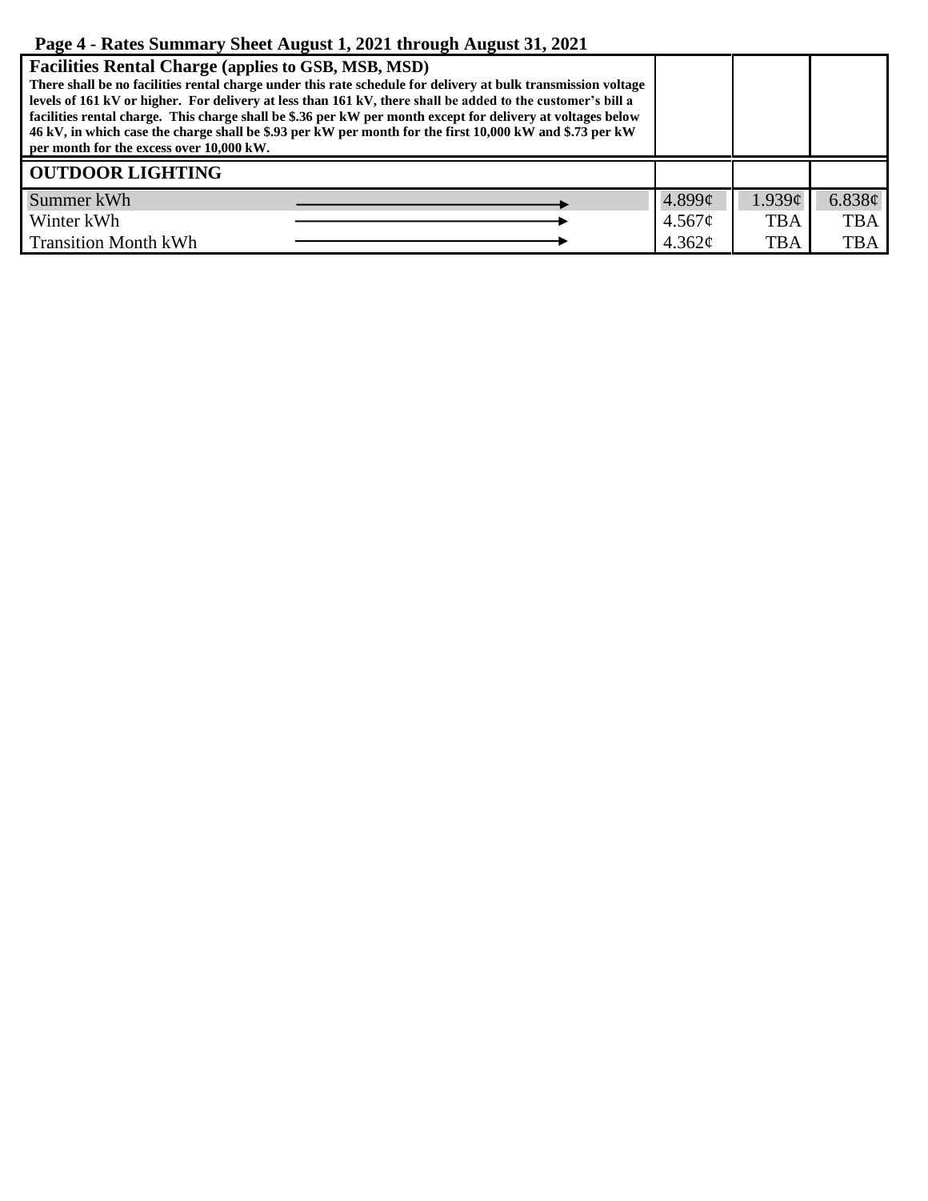## Page 4 - Rates Summary Sheet August 1, 2021 through August 31, 2021

| | | | |
|---|---|---|---|
| **Facilities Rental Charge (applies to GSB, MSB, MSD)**<br>**There shall be no facilities rental charge under this rate schedule for delivery at bulk transmission voltage levels of 161 kV or higher. For delivery at less than 161 kV, there shall be added to the customer's bill a facilities rental charge. This charge shall be $.36 per kW per month except for delivery at voltages below 46 kV, in which case the charge shall be $.93 per kW per month for the first 10,000 kW and $.73 per kW per month for the excess over 10,000 kW.** | | | |
| **OUTDOOR LIGHTING** | | | |
| Summer kWh ⟶ | 4.899¢ | 1.939¢ | 6.838¢ |
| Winter kWh ⟶ | 4.567¢ | TBA | TBA |
| Transition Month kWh ⟶ | 4.362¢ | TBA | TBA |